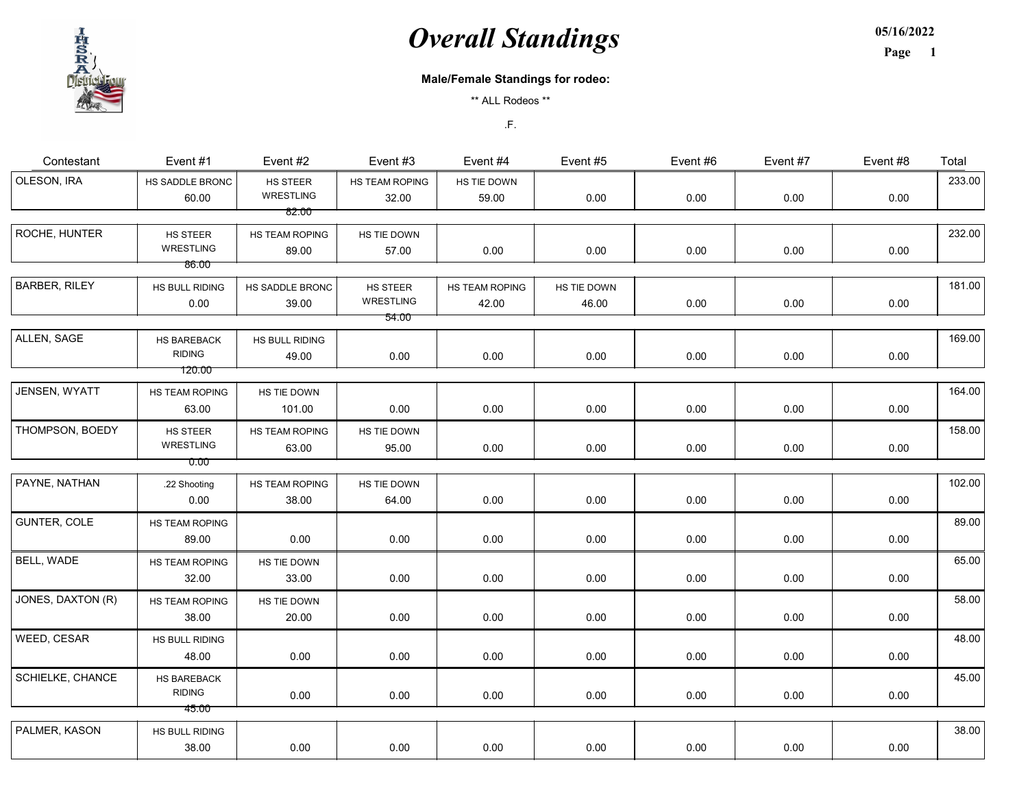# Overall Standings

05/16/2022

**Male/Female Standings for rodeo:**

** ALL Rodeos **

.F.

| Contestant | Event #1 | Event #2 | Event #3 | Event #4 | Event #5 | Event #6 | Event #7 | Event #8 | Total |
|---|---|---|---|---|---|---|---|---|---|
| OLESON, IRA | HS SADDLE BRONC 60.00 | HS STEER WRESTLING 82.00 | HS TEAM ROPING 32.00 | HS TIE DOWN 59.00 | 0.00 | 0.00 | 0.00 | 0.00 | 233.00 |
| ROCHE, HUNTER | HS STEER WRESTLING 86.00 | HS TEAM ROPING 89.00 | HS TIE DOWN 57.00 | 0.00 | 0.00 | 0.00 | 0.00 | 0.00 | 232.00 |
| BARBER, RILEY | HS BULL RIDING 0.00 | HS SADDLE BRONC 39.00 | HS STEER WRESTLING 54.00 | HS TEAM ROPING 42.00 | HS TIE DOWN 46.00 | 0.00 | 0.00 | 0.00 | 181.00 |
| ALLEN, SAGE | HS BAREBACK RIDING 120.00 | HS BULL RIDING 49.00 | 0.00 | 0.00 | 0.00 | 0.00 | 0.00 | 0.00 | 169.00 |
| JENSEN, WYATT | HS TEAM ROPING 63.00 | HS TIE DOWN 101.00 | 0.00 | 0.00 | 0.00 | 0.00 | 0.00 | 0.00 | 164.00 |
| THOMPSON, BOEDY | HS STEER WRESTLING 0.00 | HS TEAM ROPING 63.00 | HS TIE DOWN 95.00 | 0.00 | 0.00 | 0.00 | 0.00 | 0.00 | 158.00 |
| PAYNE, NATHAN | .22 Shooting 0.00 | HS TEAM ROPING 38.00 | HS TIE DOWN 64.00 | 0.00 | 0.00 | 0.00 | 0.00 | 0.00 | 102.00 |
| GUNTER, COLE | HS TEAM ROPING 89.00 | 0.00 | 0.00 | 0.00 | 0.00 | 0.00 | 0.00 | 0.00 | 89.00 |
| BELL, WADE | HS TEAM ROPING 32.00 | HS TIE DOWN 33.00 | 0.00 | 0.00 | 0.00 | 0.00 | 0.00 | 0.00 | 65.00 |
| JONES, DAXTON (R) | HS TEAM ROPING 38.00 | HS TIE DOWN 20.00 | 0.00 | 0.00 | 0.00 | 0.00 | 0.00 | 0.00 | 58.00 |
| WEED, CESAR | HS BULL RIDING 48.00 | 0.00 | 0.00 | 0.00 | 0.00 | 0.00 | 0.00 | 0.00 | 48.00 |
| SCHIELKE, CHANCE | HS BAREBACK RIDING 45.00 | 0.00 | 0.00 | 0.00 | 0.00 | 0.00 | 0.00 | 0.00 | 45.00 |
| PALMER, KASON | HS BULL RIDING 38.00 | 0.00 | 0.00 | 0.00 | 0.00 | 0.00 | 0.00 | 0.00 | 38.00 |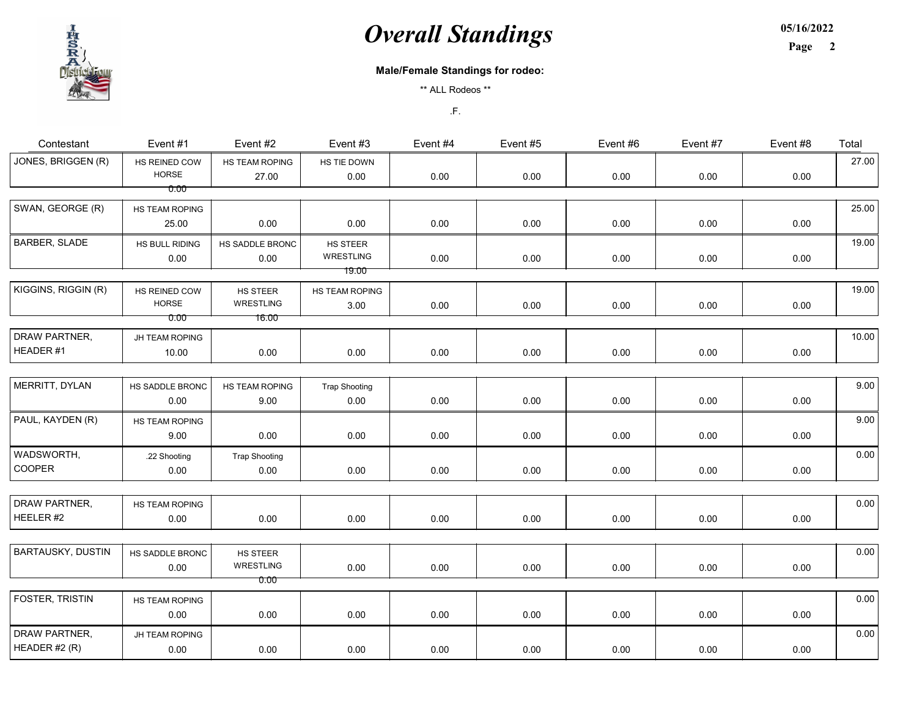# *Overall Standings*

05/16/2022

**Male/Female Standings for rodeo:**

** ALL Rodeos **

.F.

| Contestant | Event #1 | Event #2 | Event #3 | Event #4 | Event #5 | Event #6 | Event #7 | Event #8 | Total |
|---|---|---|---|---|---|---|---|---|---|
| JONES, BRIGGEN (R) | HS REINED COW HORSE 0.00 | HS TEAM ROPING 27.00 | HS TIE DOWN 0.00 | 0.00 | 0.00 | 0.00 | 0.00 | 0.00 | 27.00 |
| SWAN, GEORGE (R) | HS TEAM ROPING 25.00 | 0.00 | 0.00 | 0.00 | 0.00 | 0.00 | 0.00 | 0.00 | 25.00 |
| BARBER, SLADE | HS BULL RIDING 0.00 | HS SADDLE BRONC 0.00 | HS STEER WRESTLING 19.00 | 0.00 | 0.00 | 0.00 | 0.00 | 0.00 | 19.00 |
| KIGGINS, RIGGIN (R) | HS REINED COW HORSE 0.00 | HS STEER WRESTLING 16.00 | HS TEAM ROPING 3.00 | 0.00 | 0.00 | 0.00 | 0.00 | 0.00 | 19.00 |
| DRAW PARTNER, HEADER #1 | JH TEAM ROPING 10.00 | 0.00 | 0.00 | 0.00 | 0.00 | 0.00 | 0.00 | 0.00 | 10.00 |
| MERRITT, DYLAN | HS SADDLE BRONC 0.00 | HS TEAM ROPING 9.00 | Trap Shooting 0.00 | 0.00 | 0.00 | 0.00 | 0.00 | 0.00 | 9.00 |
| PAUL, KAYDEN (R) | HS TEAM ROPING 9.00 | 0.00 | 0.00 | 0.00 | 0.00 | 0.00 | 0.00 | 0.00 | 9.00 |
| WADSWORTH, COOPER | .22 Shooting 0.00 | Trap Shooting 0.00 | 0.00 | 0.00 | 0.00 | 0.00 | 0.00 | 0.00 | 0.00 |
| DRAW PARTNER, HEELER #2 | HS TEAM ROPING 0.00 | 0.00 | 0.00 | 0.00 | 0.00 | 0.00 | 0.00 | 0.00 | 0.00 |
| BARTAUSKY, DUSTIN | HS SADDLE BRONC 0.00 | HS STEER WRESTLING 0.00 | 0.00 | 0.00 | 0.00 | 0.00 | 0.00 | 0.00 | 0.00 |
| FOSTER, TRISTIN | HS TEAM ROPING 0.00 | 0.00 | 0.00 | 0.00 | 0.00 | 0.00 | 0.00 | 0.00 | 0.00 |
| DRAW PARTNER, HEADER #2 (R) | JH TEAM ROPING 0.00 | 0.00 | 0.00 | 0.00 | 0.00 | 0.00 | 0.00 | 0.00 | 0.00 |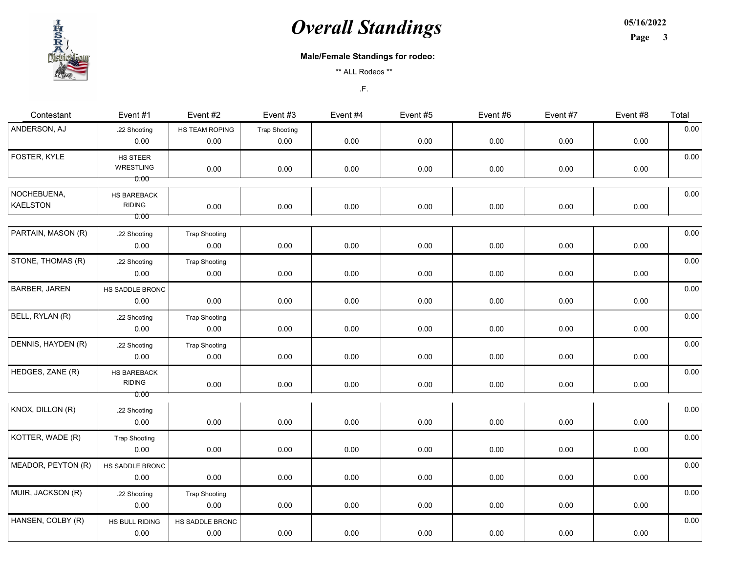# Overall Standings

**Male/Female Standings for rodeo:**

** ALL Rodeos **

.F.

| Contestant | Event #1 | Event #2 | Event #3 | Event #4 | Event #5 | Event #6 | Event #7 | Event #8 | Total |
|---|---|---|---|---|---|---|---|---|---|
| ANDERSON, AJ | .22 Shooting 0.00 | HS TEAM ROPING 0.00 | Trap Shooting 0.00 | 0.00 | 0.00 | 0.00 | 0.00 | 0.00 | 0.00 |
| FOSTER, KYLE | HS STEER WRESTLING 0.00 | 0.00 | 0.00 | 0.00 | 0.00 | 0.00 | 0.00 | 0.00 | 0.00 |
| NOCHEBUENA, KAELSTON | HS BAREBACK RIDING 0.00 | 0.00 | 0.00 | 0.00 | 0.00 | 0.00 | 0.00 | 0.00 | 0.00 |
| PARTAIN, MASON (R) | .22 Shooting 0.00 | Trap Shooting 0.00 | 0.00 | 0.00 | 0.00 | 0.00 | 0.00 | 0.00 | 0.00 |
| STONE, THOMAS (R) | .22 Shooting 0.00 | Trap Shooting 0.00 | 0.00 | 0.00 | 0.00 | 0.00 | 0.00 | 0.00 | 0.00 |
| BARBER, JAREN | HS SADDLE BRONC 0.00 | 0.00 | 0.00 | 0.00 | 0.00 | 0.00 | 0.00 | 0.00 | 0.00 |
| BELL, RYLAN (R) | .22 Shooting 0.00 | Trap Shooting 0.00 | 0.00 | 0.00 | 0.00 | 0.00 | 0.00 | 0.00 | 0.00 |
| DENNIS, HAYDEN (R) | .22 Shooting 0.00 | Trap Shooting 0.00 | 0.00 | 0.00 | 0.00 | 0.00 | 0.00 | 0.00 | 0.00 |
| HEDGES, ZANE (R) | HS BAREBACK RIDING 0.00 | 0.00 | 0.00 | 0.00 | 0.00 | 0.00 | 0.00 | 0.00 | 0.00 |
| KNOX, DILLON (R) | .22 Shooting 0.00 | 0.00 | 0.00 | 0.00 | 0.00 | 0.00 | 0.00 | 0.00 | 0.00 |
| KOTTER, WADE (R) | Trap Shooting 0.00 | 0.00 | 0.00 | 0.00 | 0.00 | 0.00 | 0.00 | 0.00 | 0.00 |
| MEADOR, PEYTON (R) | HS SADDLE BRONC 0.00 | 0.00 | 0.00 | 0.00 | 0.00 | 0.00 | 0.00 | 0.00 | 0.00 |
| MUIR, JACKSON (R) | .22 Shooting 0.00 | Trap Shooting 0.00 | 0.00 | 0.00 | 0.00 | 0.00 | 0.00 | 0.00 | 0.00 |
| HANSEN, COLBY (R) | HS BULL RIDING 0.00 | HS SADDLE BRONC 0.00 | 0.00 | 0.00 | 0.00 | 0.00 | 0.00 | 0.00 | 0.00 |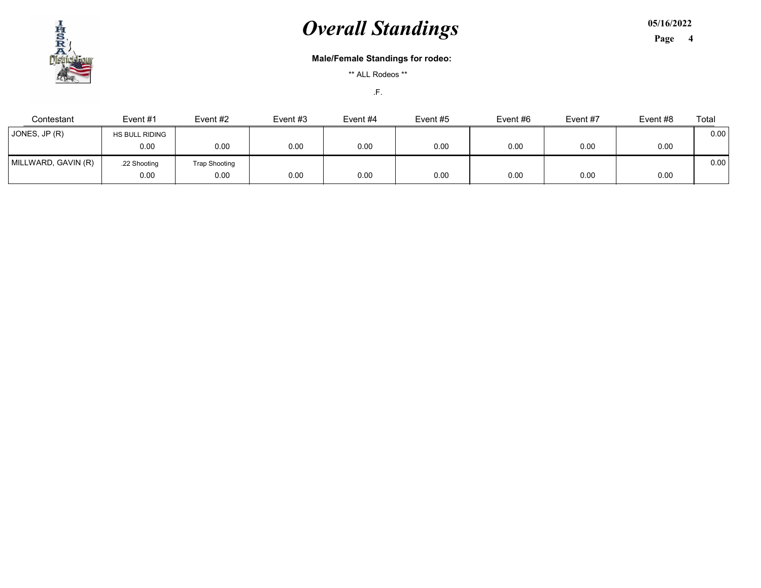# Overall Standings

05/16/2022

**Male/Female Standings for rodeo:**

** ALL Rodeos **

.F.

| Contestant | Event #1 | Event #2 | Event #3 | Event #4 | Event #5 | Event #6 | Event #7 | Event #8 | Total |
|---|---|---|---|---|---|---|---|---|---|
| JONES, JP (R) | HS BULL RIDING 0.00 | 0.00 | 0.00 | 0.00 | 0.00 | 0.00 | 0.00 | 0.00 | 0.00 |
| MILLWARD, GAVIN (R) | .22 Shooting 0.00 | Trap Shooting 0.00 | 0.00 | 0.00 | 0.00 | 0.00 | 0.00 | 0.00 | 0.00 |